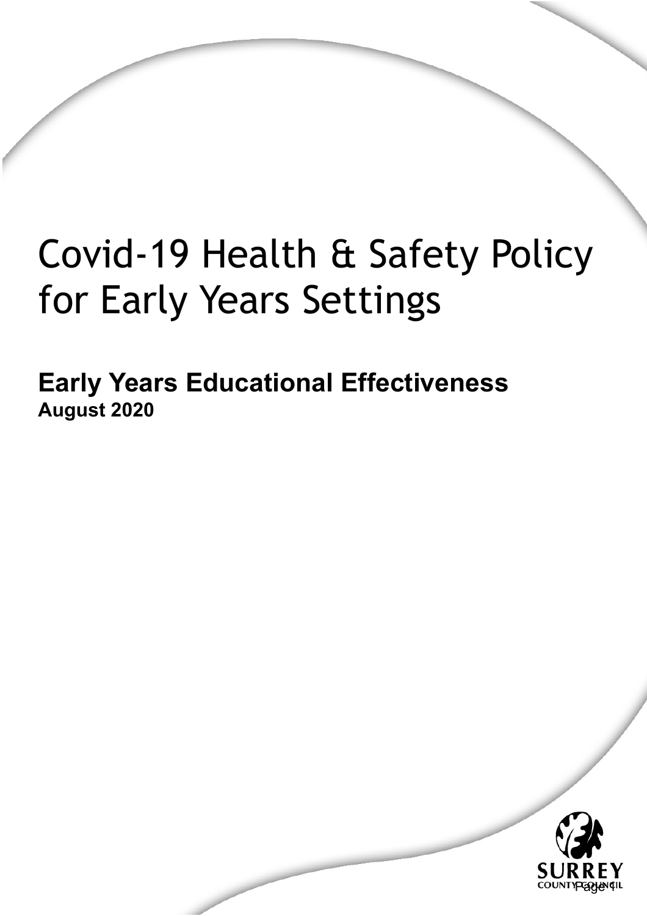# Covid-19 Health & Safety Policy for Early Years Settings

## Early Years Educational Effectiveness

**August 2020**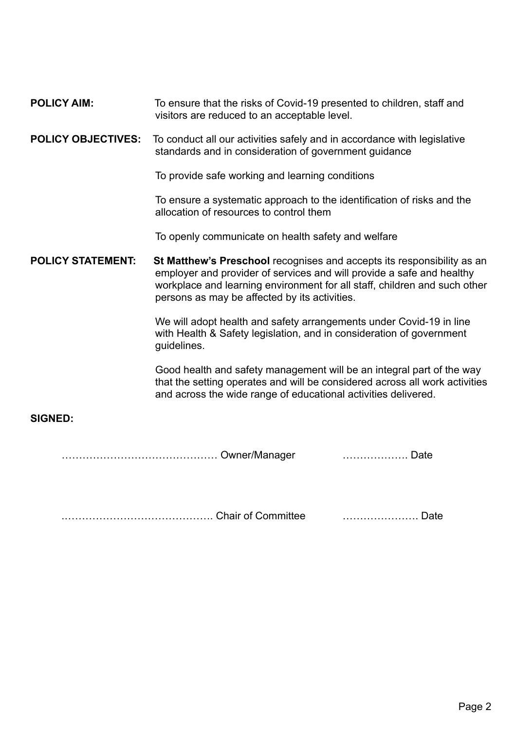**POLICY AIM:** To ensure that the risks of Covid-19 presented to children, staff and visitors are reduced to an acceptable level.

**POLICY OBJECTIVES:** To conduct all our activities safely and in accordance with legislative standards and in consideration of government guidance

To provide safe working and learning conditions

To ensure a systematic approach to the identification of risks and the allocation of resources to control them

To openly communicate on health safety and welfare

**POLICY STATEMENT:** **St Matthew's Preschool** recognises and accepts its responsibility as an employer and provider of services and will provide a safe and healthy workplace and learning environment for all staff, children and such other persons as may be affected by its activities.

We will adopt health and safety arrangements under Covid-19 in line with Health & Safety legislation, and in consideration of government guidelines.

Good health and safety management will be an integral part of the way that the setting operates and will be considered across all work activities and across the wide range of educational activities delivered.

**SIGNED:**

……………………………………… Owner/Manager ………………. Date

……………………………………. Chair of Committee …………………. Date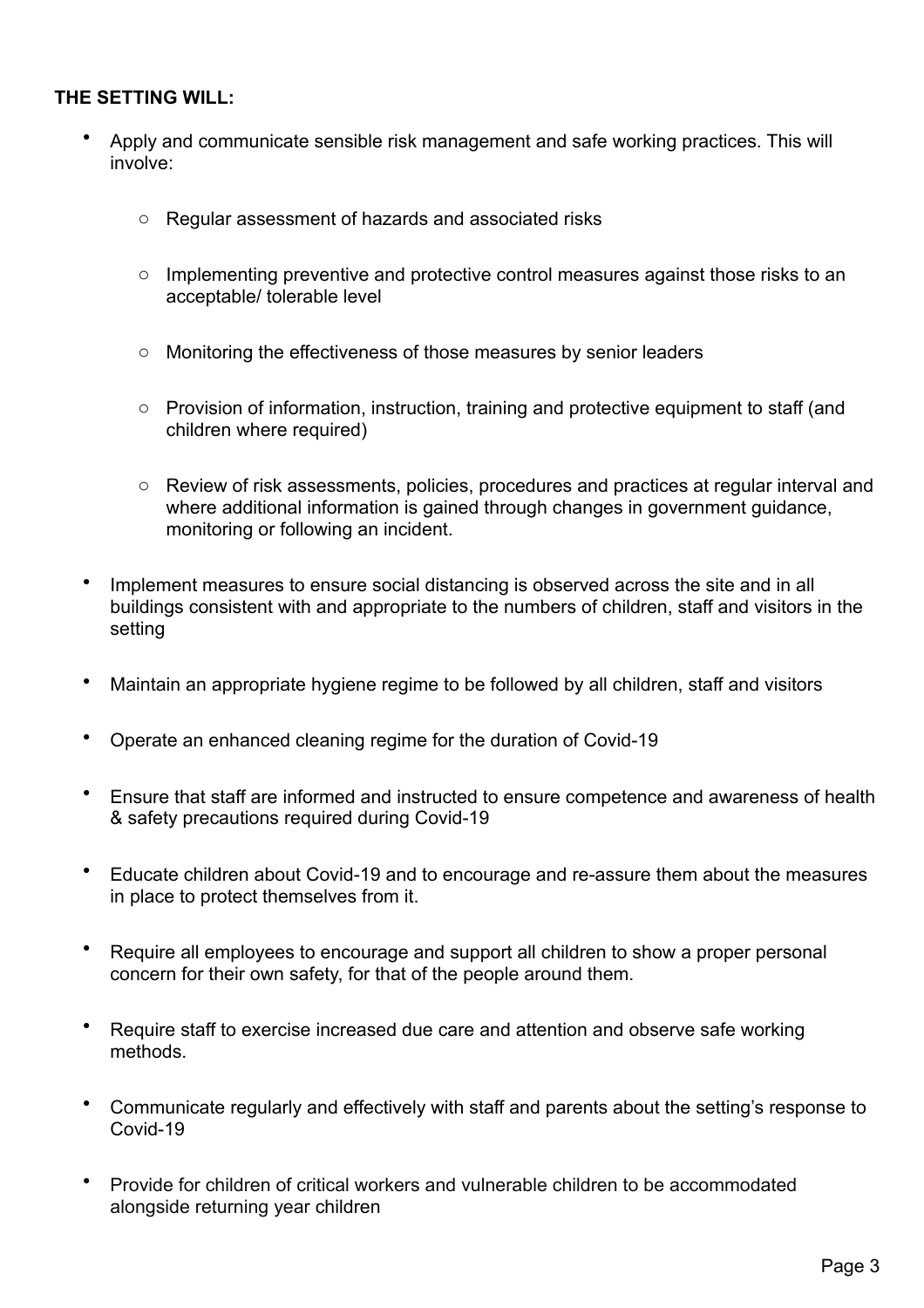**THE SETTING WILL:**

- Apply and communicate sensible risk management and safe working practices. This will involve:
  - Regular assessment of hazards and associated risks
  - Implementing preventive and protective control measures against those risks to an acceptable/ tolerable level
  - Monitoring the effectiveness of those measures by senior leaders
  - Provision of information, instruction, training and protective equipment to staff (and children where required)
  - Review of risk assessments, policies, procedures and practices at regular interval and where additional information is gained through changes in government guidance, monitoring or following an incident.
- Implement measures to ensure social distancing is observed across the site and in all buildings consistent with and appropriate to the numbers of children, staff and visitors in the setting
- Maintain an appropriate hygiene regime to be followed by all children, staff and visitors
- Operate an enhanced cleaning regime for the duration of Covid-19
- Ensure that staff are informed and instructed to ensure competence and awareness of health & safety precautions required during Covid-19
- Educate children about Covid-19 and to encourage and re-assure them about the measures in place to protect themselves from it.
- Require all employees to encourage and support all children to show a proper personal concern for their own safety, for that of the people around them.
- Require staff to exercise increased due care and attention and observe safe working methods.
- Communicate regularly and effectively with staff and parents about the setting's response to Covid-19
- Provide for children of critical workers and vulnerable children to be accommodated alongside returning year children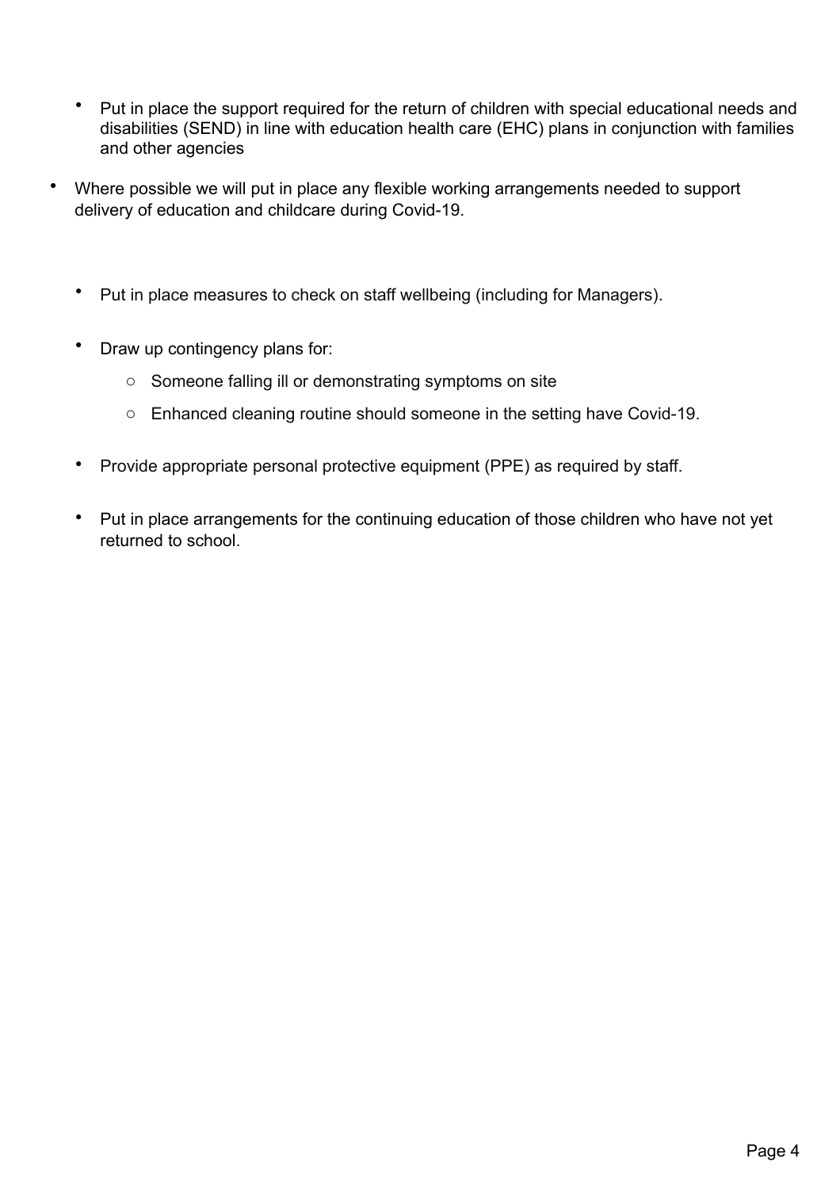- Put in place the support required for the return of children with special educational needs and disabilities (SEND) in line with education health care (EHC) plans in conjunction with families and other agencies

- Where possible we will put in place any flexible working arrangements needed to support delivery of education and childcare during Covid-19.

  - Put in place measures to check on staff wellbeing (including for Managers).

  - Draw up contingency plans for:
    - Someone falling ill or demonstrating symptoms on site
    - Enhanced cleaning routine should someone in the setting have Covid-19.

  - Provide appropriate personal protective equipment (PPE) as required by staff.

  - Put in place arrangements for the continuing education of those children who have not yet returned to school.